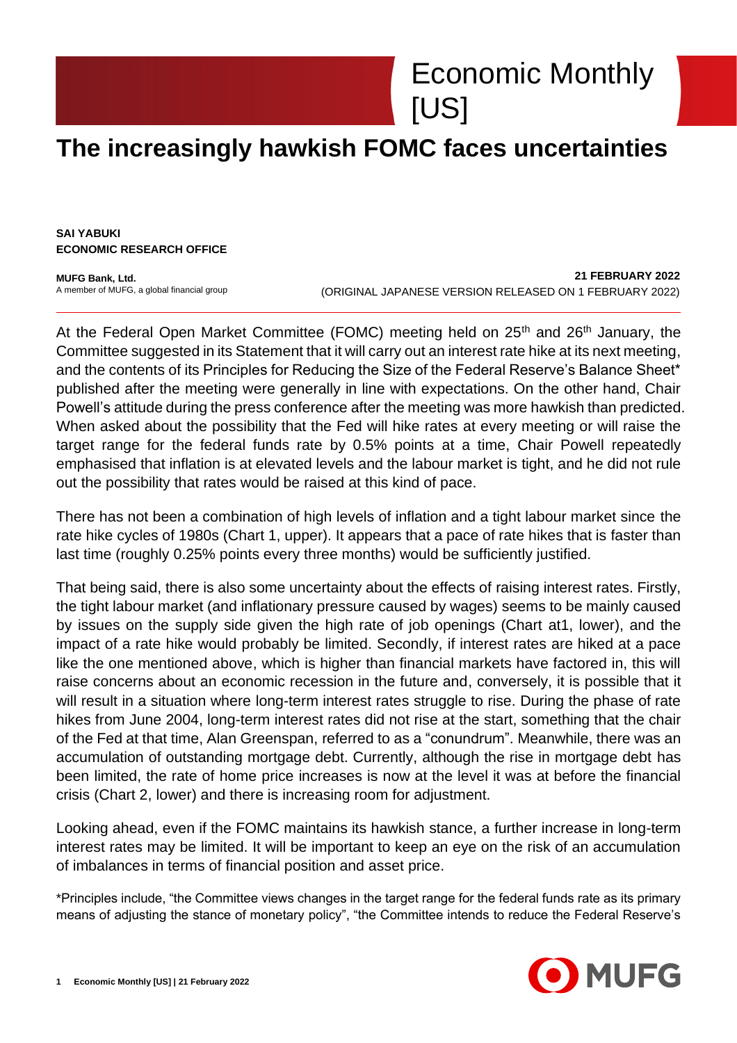# Economic Monthly [US]

# The increasingly hawkish FOMC faces uncertainties

**SAI YABUKI**
**ECONOMIC RESEARCH OFFICE**

**MUFG Bank, Ltd.**
A member of MUFG, a global financial group

**21 FEBRUARY 2022**
(ORIGINAL JAPANESE VERSION RELEASED ON 1 FEBRUARY 2022)

---

At the Federal Open Market Committee (FOMC) meeting held on 25th and 26th January, the Committee suggested in its Statement that it will carry out an interest rate hike at its next meeting, and the contents of its Principles for Reducing the Size of the Federal Reserve's Balance Sheet* published after the meeting were generally in line with expectations. On the other hand, Chair Powell's attitude during the press conference after the meeting was more hawkish than predicted. When asked about the possibility that the Fed will hike rates at every meeting or will raise the target range for the federal funds rate by 0.5% points at a time, Chair Powell repeatedly emphasised that inflation is at elevated levels and the labour market is tight, and he did not rule out the possibility that rates would be raised at this kind of pace.

There has not been a combination of high levels of inflation and a tight labour market since the rate hike cycles of 1980s (Chart 1, upper). It appears that a pace of rate hikes that is faster than last time (roughly 0.25% points every three months) would be sufficiently justified.

That being said, there is also some uncertainty about the effects of raising interest rates. Firstly, the tight labour market (and inflationary pressure caused by wages) seems to be mainly caused by issues on the supply side given the high rate of job openings (Chart at1, lower), and the impact of a rate hike would probably be limited. Secondly, if interest rates are hiked at a pace like the one mentioned above, which is higher than financial markets have factored in, this will raise concerns about an economic recession in the future and, conversely, it is possible that it will result in a situation where long-term interest rates struggle to rise. During the phase of rate hikes from June 2004, long-term interest rates did not rise at the start, something that the chair of the Fed at that time, Alan Greenspan, referred to as a "conundrum". Meanwhile, there was an accumulation of outstanding mortgage debt. Currently, although the rise in mortgage debt has been limited, the rate of home price increases is now at the level it was at before the financial crisis (Chart 2, lower) and there is increasing room for adjustment.

Looking ahead, even if the FOMC maintains its hawkish stance, a further increase in long-term interest rates may be limited. It will be important to keep an eye on the risk of an accumulation of imbalances in terms of financial position and asset price.

*Principles include, "the Committee views changes in the target range for the federal funds rate as its primary means of adjusting the stance of monetary policy", "the Committee intends to reduce the Federal Reserve's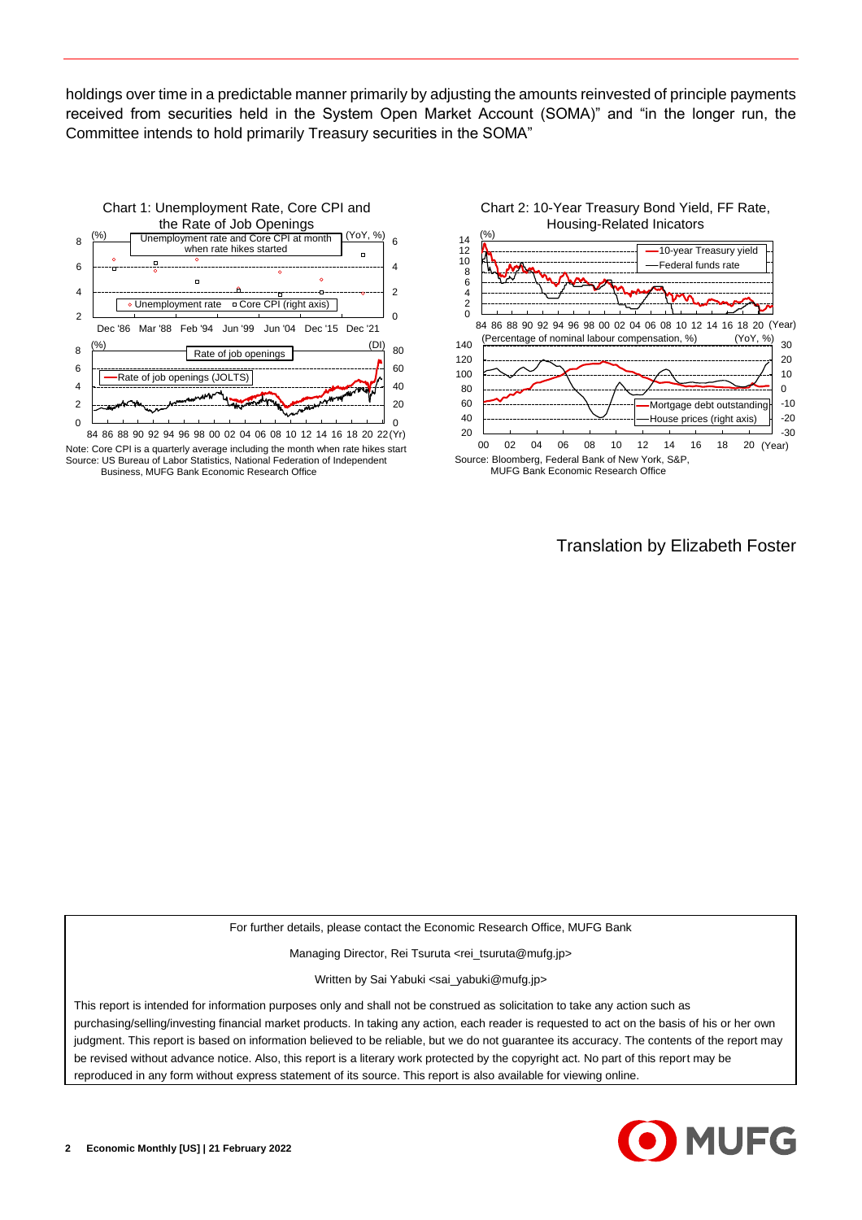holdings over time in a predictable manner primarily by adjusting the amounts reinvested of principle payments received from securities held in the System Open Market Account (SOMA)" and "in the longer run, the Committee intends to hold primarily Treasury securities in the SOMA"

Chart 1: Unemployment Rate, Core CPI and the Rate of Job Openings

(%)
Unemployment rate and Core CPI at month when rate hikes started
(YoY, %)
Unemployment rate
Core CPI (right axis)
Dec '86 Mar '88 Feb '94 Jun '99 Jun '04 Dec '15 Dec '21

(%)
Rate of job openings
(DI)
Rate of job openings (JOLTS)
84 86 88 90 92 94 96 98 00 02 04 06 08 10 12 14 16 18 20 22 (Yr)

Note: Core CPI is a quarterly average including the month when rate hikes start
Source: US Bureau of Labor Statistics, National Federation of Independent Business, MUFG Bank Economic Research Office

Chart 2: 10-Year Treasury Bond Yield, FF Rate, Housing-Related Inicators

(%)
10-year Treasury yield
Federal funds rate
84 86 88 90 92 94 96 98 00 02 04 06 08 10 12 14 16 18 20 (Year)

(Percentage of nominal labour compensation, %)
(YoY, %)
Mortgage debt outstanding
House prices (right axis)
00 02 04 06 08 10 12 14 16 18 20 (Year)

Source: Bloomberg, Federal Bank of New York, S&P, MUFG Bank Economic Research Office

Translation by Elizabeth Foster

For further details, please contact the Economic Research Office, MUFG Bank

Managing Director, Rei Tsuruta <rei_tsuruta@mufg.jp>

Written by Sai Yabuki <sai_yabuki@mufg.jp>

This report is intended for information purposes only and shall not be construed as solicitation to take any action such as purchasing/selling/investing financial market products. In taking any action, each reader is requested to act on the basis of his or her own judgment. This report is based on information believed to be reliable, but we do not guarantee its accuracy. The contents of the report may be revised without advance notice. Also, this report is a literary work protected by the copyright act. No part of this report may be reproduced in any form without express statement of its source. This report is also available for viewing online.